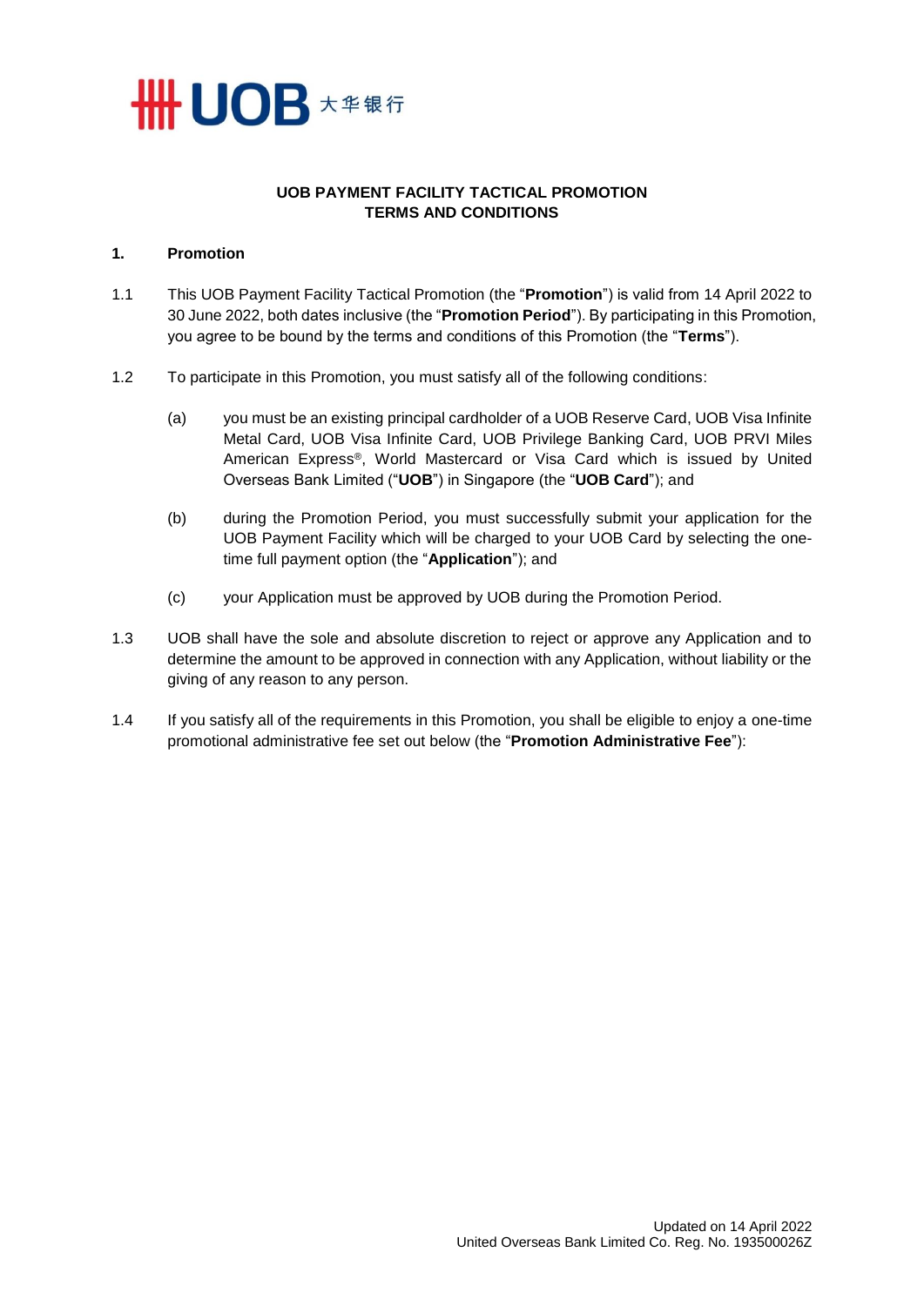# UOB PAYMENT FACILITY TACTICAL PROMOTION TERMS AND CONDITIONS

## 1. Promotion

1.1 This UOB Payment Facility Tactical Promotion (the "**Promotion**") is valid from 14 April 2022 to 30 June 2022, both dates inclusive (the "**Promotion Period**"). By participating in this Promotion, you agree to be bound by the terms and conditions of this Promotion (the "**Terms**").

1.2 To participate in this Promotion, you must satisfy all of the following conditions:

(a) you must be an existing principal cardholder of a UOB Reserve Card, UOB Visa Infinite Metal Card, UOB Visa Infinite Card, UOB Privilege Banking Card, UOB PRVI Miles American Express®, World Mastercard or Visa Card which is issued by United Overseas Bank Limited ("**UOB**") in Singapore (the "**UOB Card**"); and

(b) during the Promotion Period, you must successfully submit your application for the UOB Payment Facility which will be charged to your UOB Card by selecting the one-time full payment option (the "**Application**"); and

(c) your Application must be approved by UOB during the Promotion Period.

1.3 UOB shall have the sole and absolute discretion to reject or approve any Application and to determine the amount to be approved in connection with any Application, without liability or the giving of any reason to any person.

1.4 If you satisfy all of the requirements in this Promotion, you shall be eligible to enjoy a one-time promotional administrative fee set out below (the "**Promotion Administrative Fee**"):

Updated on 14 April 2022
United Overseas Bank Limited Co. Reg. No. 193500026Z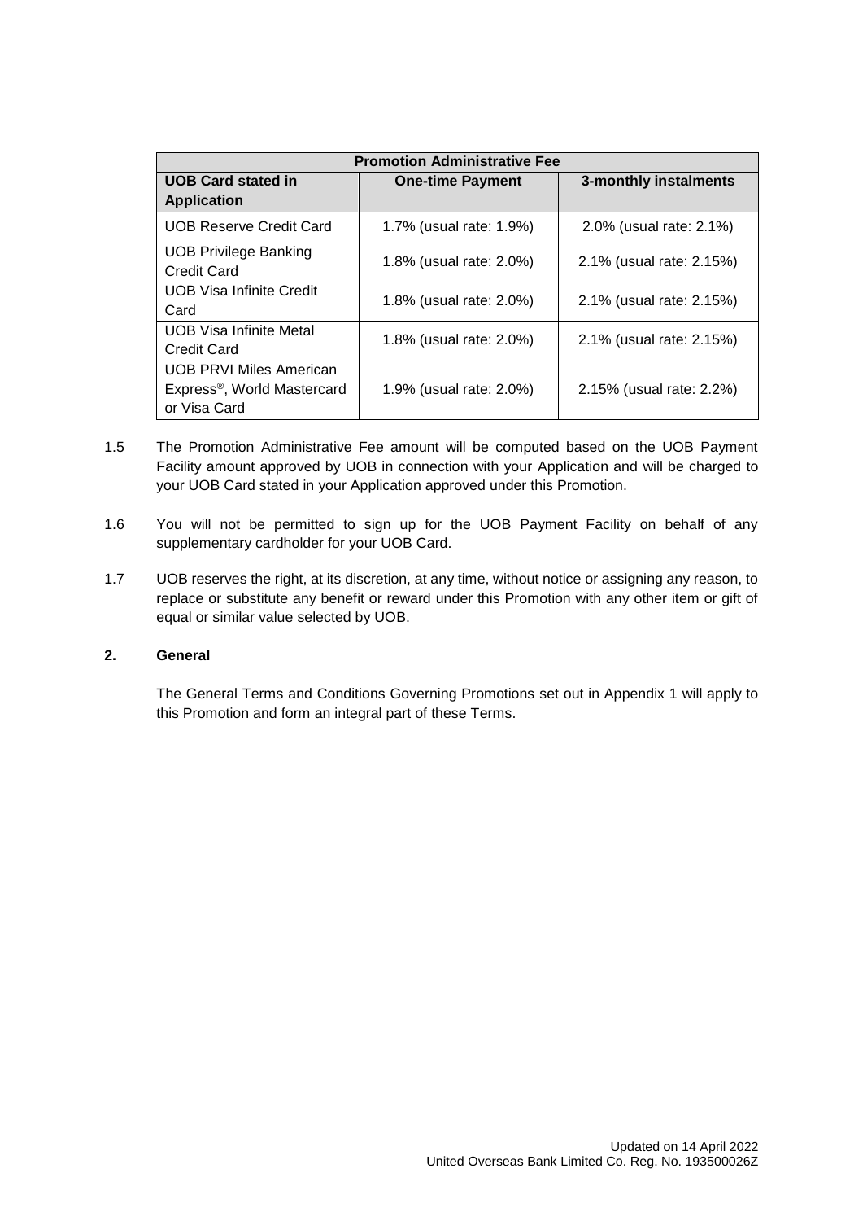| Promotion Administrative Fee | | |
|---|---|---|
| **UOB Card stated in Application** | **One-time Payment** | **3-monthly instalments** |
| UOB Reserve Credit Card | 1.7% (usual rate: 1.9%) | 2.0% (usual rate: 2.1%) |
| UOB Privilege Banking Credit Card | 1.8% (usual rate: 2.0%) | 2.1% (usual rate: 2.15%) |
| UOB Visa Infinite Credit Card | 1.8% (usual rate: 2.0%) | 2.1% (usual rate: 2.15%) |
| UOB Visa Infinite Metal Credit Card | 1.8% (usual rate: 2.0%) | 2.1% (usual rate: 2.15%) |
| UOB PRVI Miles American Express®, World Mastercard or Visa Card | 1.9% (usual rate: 2.0%) | 2.15% (usual rate: 2.2%) |

1.5 The Promotion Administrative Fee amount will be computed based on the UOB Payment Facility amount approved by UOB in connection with your Application and will be charged to your UOB Card stated in your Application approved under this Promotion.

1.6 You will not be permitted to sign up for the UOB Payment Facility on behalf of any supplementary cardholder for your UOB Card.

1.7 UOB reserves the right, at its discretion, at any time, without notice or assigning any reason, to replace or substitute any benefit or reward under this Promotion with any other item or gift of equal or similar value selected by UOB.

**2. General**

The General Terms and Conditions Governing Promotions set out in Appendix 1 will apply to this Promotion and form an integral part of these Terms.

Updated on 14 April 2022
United Overseas Bank Limited Co. Reg. No. 193500026Z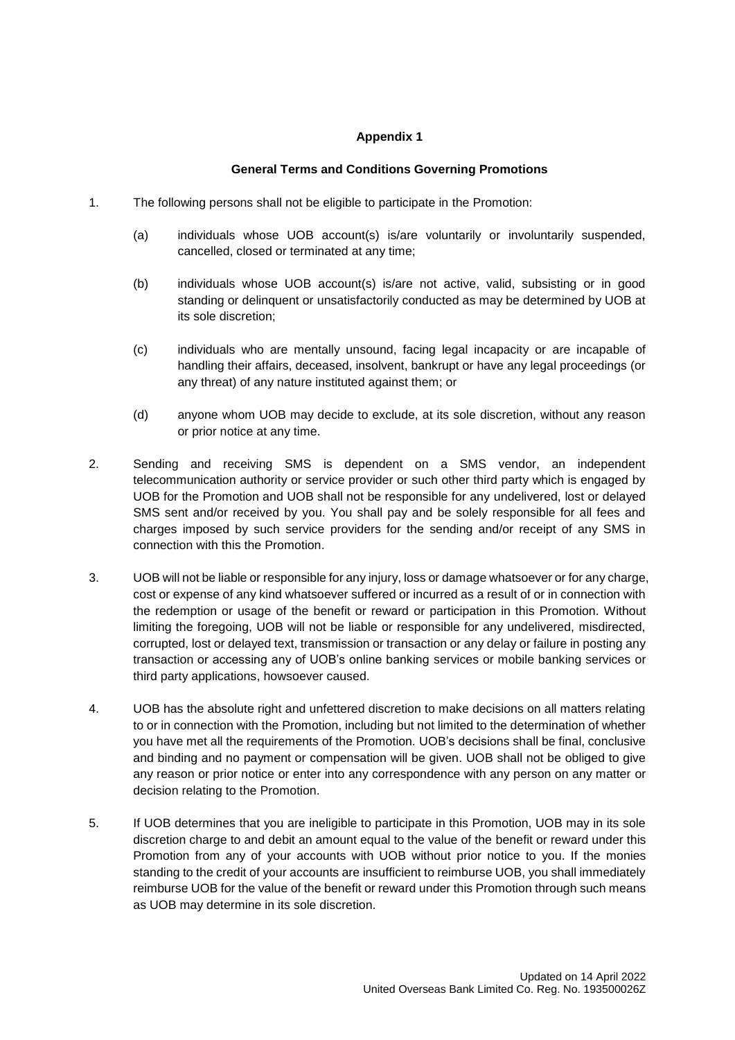**Appendix 1**

**General Terms and Conditions Governing Promotions**

1. The following persons shall not be eligible to participate in the Promotion:

   (a) individuals whose UOB account(s) is/are voluntarily or involuntarily suspended, cancelled, closed or terminated at any time;

   (b) individuals whose UOB account(s) is/are not active, valid, subsisting or in good standing or delinquent or unsatisfactorily conducted as may be determined by UOB at its sole discretion;

   (c) individuals who are mentally unsound, facing legal incapacity or are incapable of handling their affairs, deceased, insolvent, bankrupt or have any legal proceedings (or any threat) of any nature instituted against them; or

   (d) anyone whom UOB may decide to exclude, at its sole discretion, without any reason or prior notice at any time.

2. Sending and receiving SMS is dependent on a SMS vendor, an independent telecommunication authority or service provider or such other third party which is engaged by UOB for the Promotion and UOB shall not be responsible for any undelivered, lost or delayed SMS sent and/or received by you. You shall pay and be solely responsible for all fees and charges imposed by such service providers for the sending and/or receipt of any SMS in connection with this the Promotion.

3. UOB will not be liable or responsible for any injury, loss or damage whatsoever or for any charge, cost or expense of any kind whatsoever suffered or incurred as a result of or in connection with the redemption or usage of the benefit or reward or participation in this Promotion. Without limiting the foregoing, UOB will not be liable or responsible for any undelivered, misdirected, corrupted, lost or delayed text, transmission or transaction or any delay or failure in posting any transaction or accessing any of UOB's online banking services or mobile banking services or third party applications, howsoever caused.

4. UOB has the absolute right and unfettered discretion to make decisions on all matters relating to or in connection with the Promotion, including but not limited to the determination of whether you have met all the requirements of the Promotion. UOB's decisions shall be final, conclusive and binding and no payment or compensation will be given. UOB shall not be obliged to give any reason or prior notice or enter into any correspondence with any person on any matter or decision relating to the Promotion.

5. If UOB determines that you are ineligible to participate in this Promotion, UOB may in its sole discretion charge to and debit an amount equal to the value of the benefit or reward under this Promotion from any of your accounts with UOB without prior notice to you. If the monies standing to the credit of your accounts are insufficient to reimburse UOB, you shall immediately reimburse UOB for the value of the benefit or reward under this Promotion through such means as UOB may determine in its sole discretion.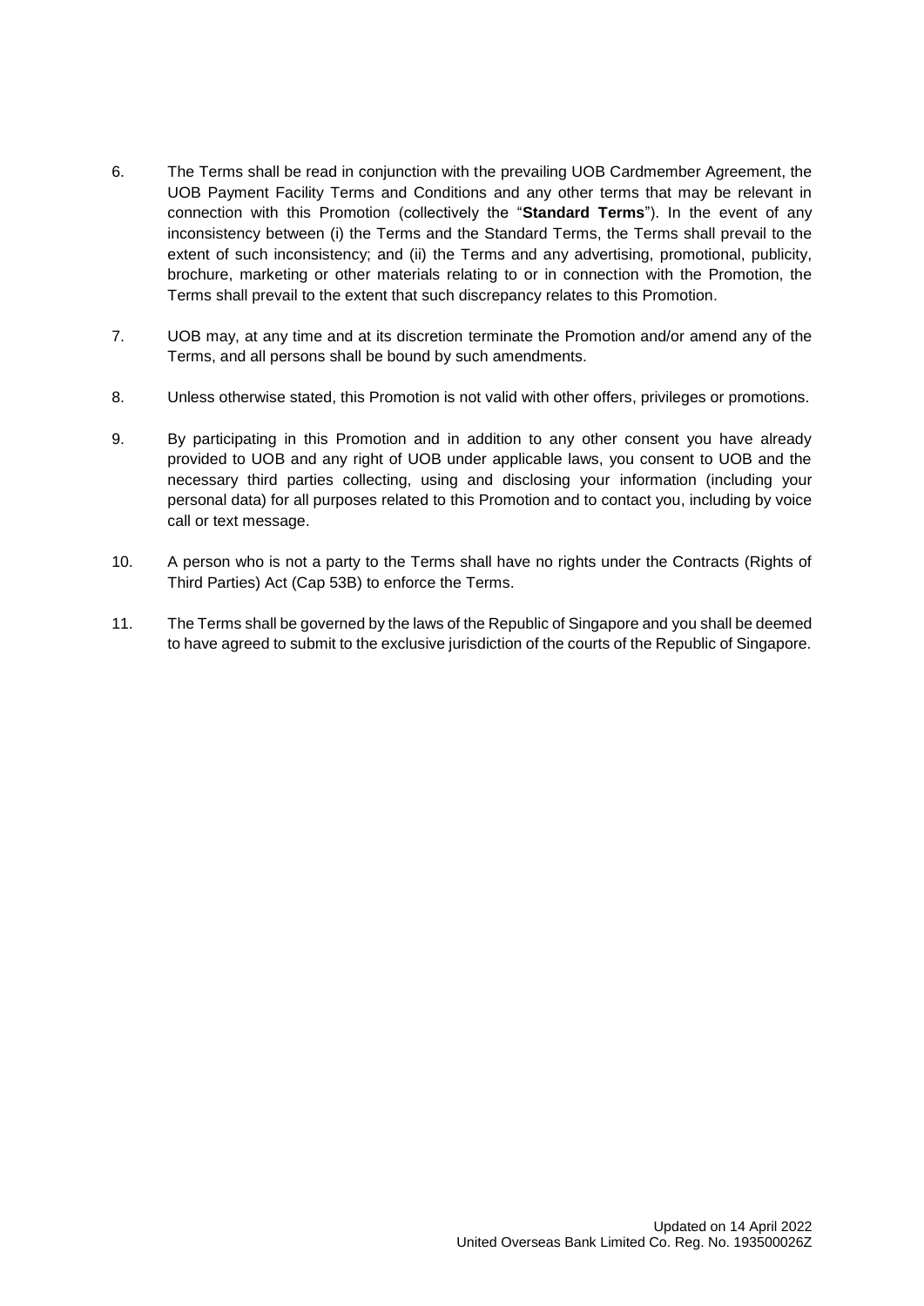6. The Terms shall be read in conjunction with the prevailing UOB Cardmember Agreement, the UOB Payment Facility Terms and Conditions and any other terms that may be relevant in connection with this Promotion (collectively the "**Standard Terms**"). In the event of any inconsistency between (i) the Terms and the Standard Terms, the Terms shall prevail to the extent of such inconsistency; and (ii) the Terms and any advertising, promotional, publicity, brochure, marketing or other materials relating to or in connection with the Promotion, the Terms shall prevail to the extent that such discrepancy relates to this Promotion.

7. UOB may, at any time and at its discretion terminate the Promotion and/or amend any of the Terms, and all persons shall be bound by such amendments.

8. Unless otherwise stated, this Promotion is not valid with other offers, privileges or promotions.

9. By participating in this Promotion and in addition to any other consent you have already provided to UOB and any right of UOB under applicable laws, you consent to UOB and the necessary third parties collecting, using and disclosing your information (including your personal data) for all purposes related to this Promotion and to contact you, including by voice call or text message.

10. A person who is not a party to the Terms shall have no rights under the Contracts (Rights of Third Parties) Act (Cap 53B) to enforce the Terms.

11. The Terms shall be governed by the laws of the Republic of Singapore and you shall be deemed to have agreed to submit to the exclusive jurisdiction of the courts of the Republic of Singapore.

Updated on 14 April 2022
United Overseas Bank Limited Co. Reg. No. 193500026Z